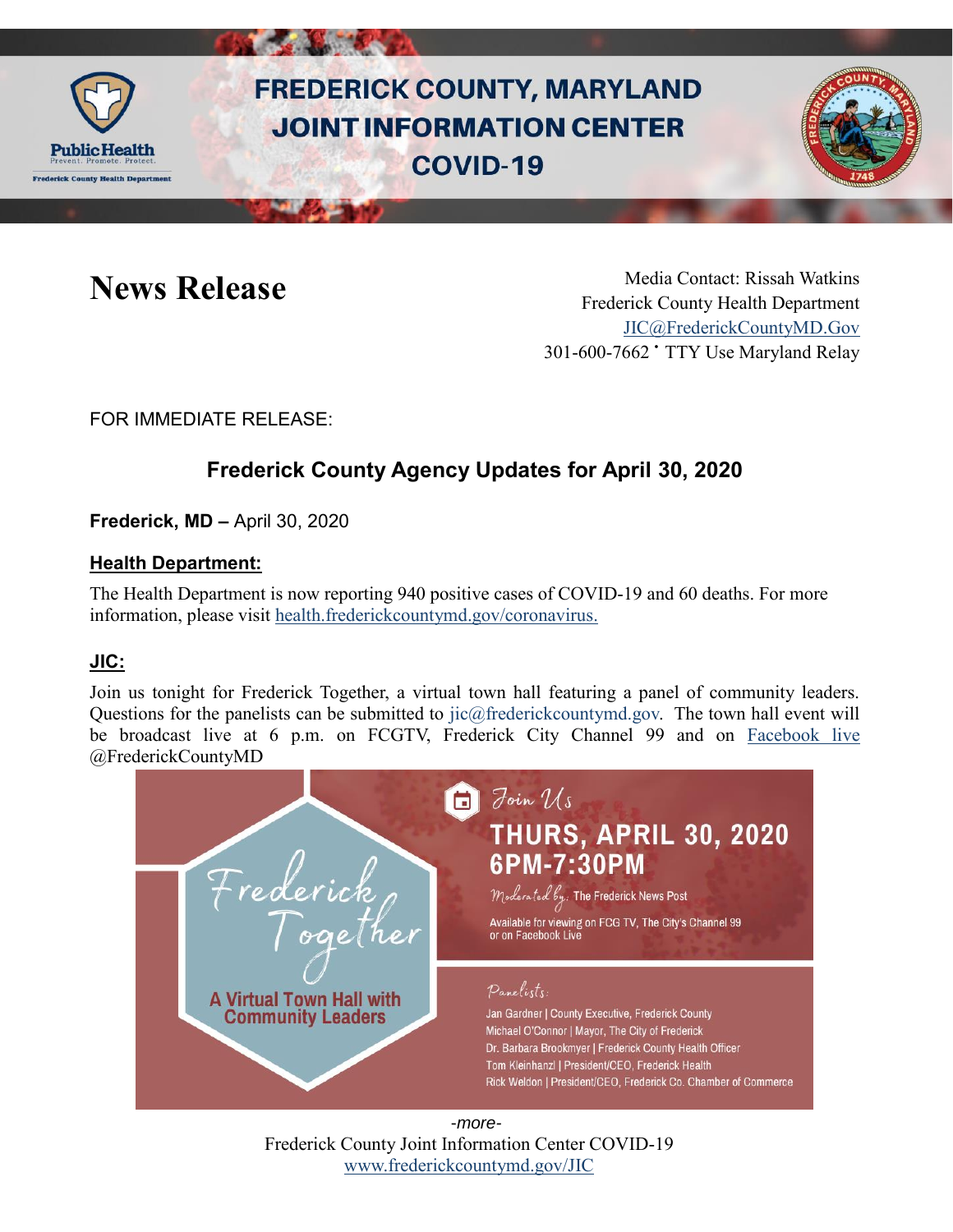# FREDERICK COUNTY, MARYLAND JOINT INFORMATION CENTER COVID-19

# News Release

Media Contact: Rissah Watkins
Frederick County Health Department
JIC@FrederickCountyMD.Gov
301-600-7662 • TTY Use Maryland Relay

FOR IMMEDIATE RELEASE:

## Frederick County Agency Updates for April 30, 2020

**Frederick, MD –** April 30, 2020

### Health Department:

The Health Department is now reporting 940 positive cases of COVID-19 and 60 deaths. For more information, please visit health.frederickcountymd.gov/coronavirus.

### JIC:

Join us tonight for Frederick Together, a virtual town hall featuring a panel of community leaders. Questions for the panelists can be submitted to jic@frederickcountymd.gov. The town hall event will be broadcast live at 6 p.m. on FCGTV, Frederick City Channel 99 and on Facebook live @FrederickCountyMD

Frederick Together
A Virtual Town Hall with Community Leaders

Join Us
**THURS, APRIL 30, 2020**
**6PM-7:30PM**

Moderated by: The Frederick News Post

Available for viewing on FCG TV, The City's Channel 99 or on Facebook Live

Panelists:
- Jan Gardner | County Executive, Frederick County
- Michael O'Connor | Mayor, The City of Frederick
- Dr. Barbara Brookmyer | Frederick County Health Officer
- Tom Kleinhanzl | President/CEO, Frederick Health
- Rick Weldon | President/CEO, Frederick Co. Chamber of Commerce

*-more-*

Frederick County Joint Information Center COVID-19
www.frederickcountymd.gov/JIC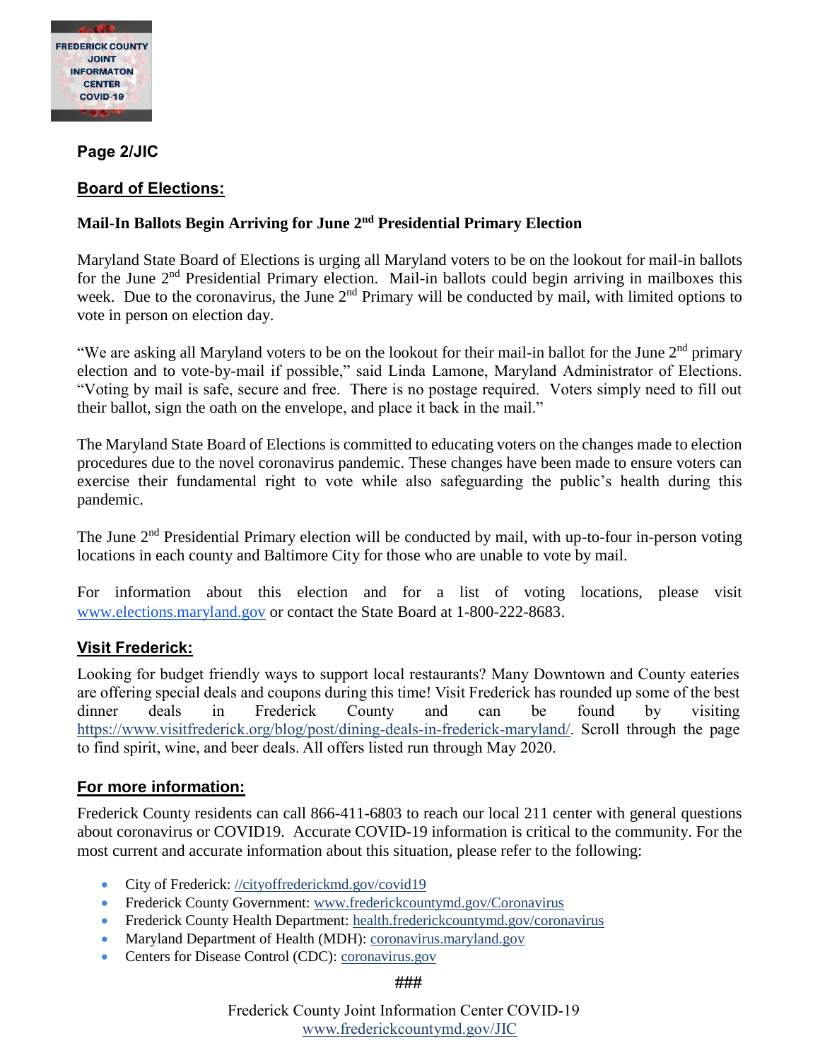**Page 2/JIC**

## Board of Elections:

### Mail-In Ballots Begin Arriving for June 2nd Presidential Primary Election

Maryland State Board of Elections is urging all Maryland voters to be on the lookout for mail-in ballots for the June 2nd Presidential Primary election. Mail-in ballots could begin arriving in mailboxes this week. Due to the coronavirus, the June 2nd Primary will be conducted by mail, with limited options to vote in person on election day.

"We are asking all Maryland voters to be on the lookout for their mail-in ballot for the June 2nd primary election and to vote-by-mail if possible," said Linda Lamone, Maryland Administrator of Elections. "Voting by mail is safe, secure and free. There is no postage required. Voters simply need to fill out their ballot, sign the oath on the envelope, and place it back in the mail."

The Maryland State Board of Elections is committed to educating voters on the changes made to election procedures due to the novel coronavirus pandemic. These changes have been made to ensure voters can exercise their fundamental right to vote while also safeguarding the public's health during this pandemic.

The June 2nd Presidential Primary election will be conducted by mail, with up-to-four in-person voting locations in each county and Baltimore City for those who are unable to vote by mail.

For information about this election and for a list of voting locations, please visit www.elections.maryland.gov or contact the State Board at 1-800-222-8683.

## Visit Frederick:

Looking for budget friendly ways to support local restaurants? Many Downtown and County eateries are offering special deals and coupons during this time! Visit Frederick has rounded up some of the best dinner deals in Frederick County and can be found by visiting https://www.visitfrederick.org/blog/post/dining-deals-in-frederick-maryland/. Scroll through the page to find spirit, wine, and beer deals. All offers listed run through May 2020.

## For more information:

Frederick County residents can call 866-411-6803 to reach our local 211 center with general questions about coronavirus or COVID19. Accurate COVID-19 information is critical to the community. For the most current and accurate information about this situation, please refer to the following:

- City of Frederick: //cityoffrederickmd.gov/covid19
- Frederick County Government: www.frederickcountymd.gov/Coronavirus
- Frederick County Health Department: health.frederickcountymd.gov/coronavirus
- Maryland Department of Health (MDH): coronavirus.maryland.gov
- Centers for Disease Control (CDC): coronavirus.gov

###

Frederick County Joint Information Center COVID-19
www.frederickcountymd.gov/JIC